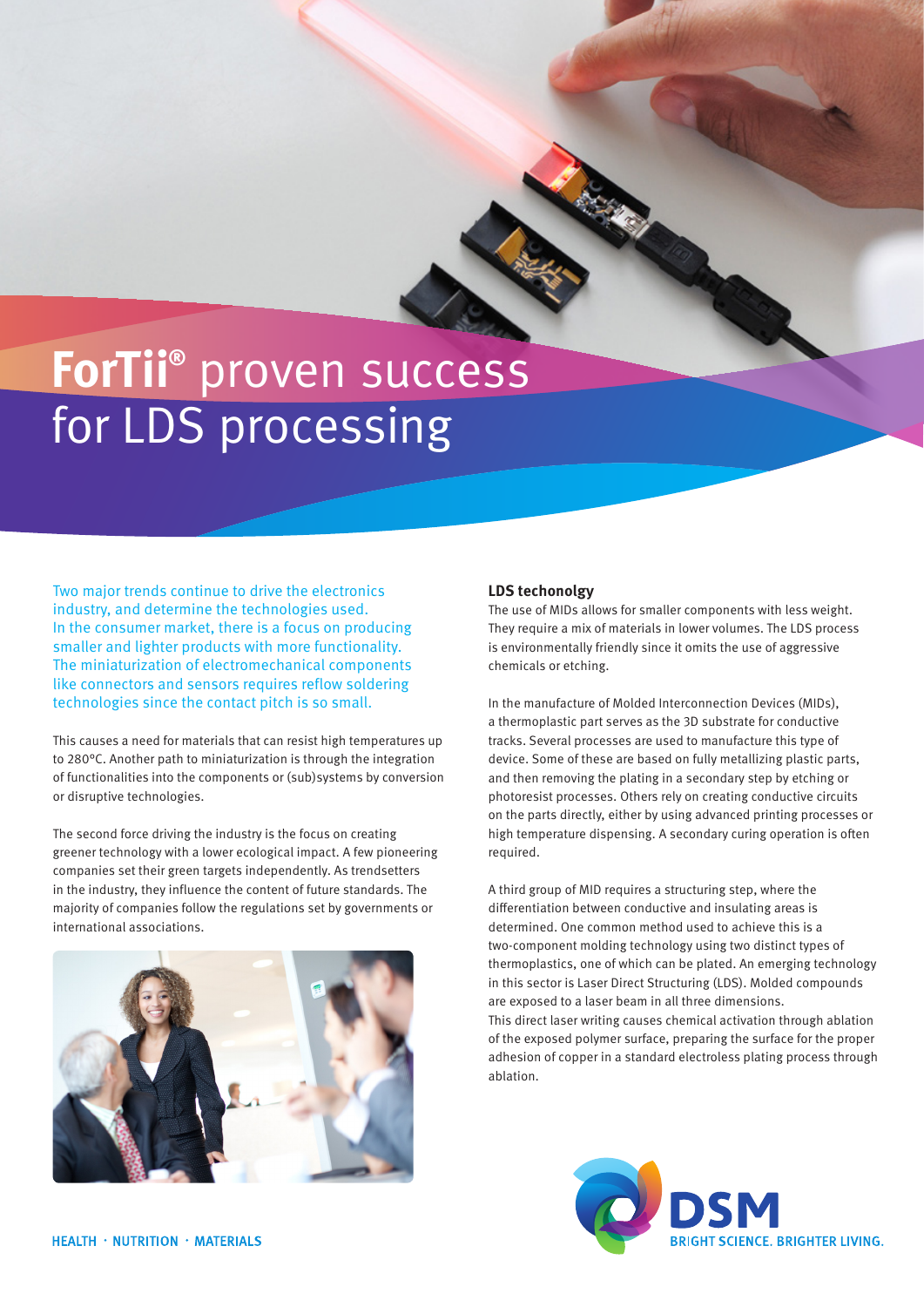# ForTii® proven success for LDS processing

Two major trends continue to drive the electronics industry, and determine the technologies used. In the consumer market, there is a focus on producing smaller and lighter products with more functionality. The miniaturization of electromechanical components like connectors and sensors requires reflow soldering technologies since the contact pitch is so small.

This causes a need for materials that can resist high temperatures up to 280°C. Another path to miniaturization is through the integration of functionalities into the components or (sub)systems by conversion or disruptive technologies.

The second force driving the industry is the focus on creating greener technology with a lower ecological impact. A few pioneering companies set their green targets independently. As trendsetters in the industry, they influence the content of future standards. The majority of companies follow the regulations set by governments or international associations.

## LDS techonolgy

The use of MIDs allows for smaller components with less weight. They require a mix of materials in lower volumes. The LDS process is environmentally friendly since it omits the use of aggressive chemicals or etching.

In the manufacture of Molded Interconnection Devices (MIDs), a thermoplastic part serves as the 3D substrate for conductive tracks. Several processes are used to manufacture this type of device. Some of these are based on fully metallizing plastic parts, and then removing the plating in a secondary step by etching or photoresist processes. Others rely on creating conductive circuits on the parts directly, either by using advanced printing processes or high temperature dispensing. A secondary curing operation is often required.

A third group of MID requires a structuring step, where the differentiation between conductive and insulating areas is determined. One common method used to achieve this is a two-component molding technology using two distinct types of thermoplastics, one of which can be plated. An emerging technology in this sector is Laser Direct Structuring (LDS). Molded compounds are exposed to a laser beam in all three dimensions.
This direct laser writing causes chemical activation through ablation of the exposed polymer surface, preparing the surface for the proper adhesion of copper in a standard electroless plating process through ablation.

HEALTH · NUTRITION · MATERIALS

DSM BRIGHT SCIENCE. BRIGHTER LIVING.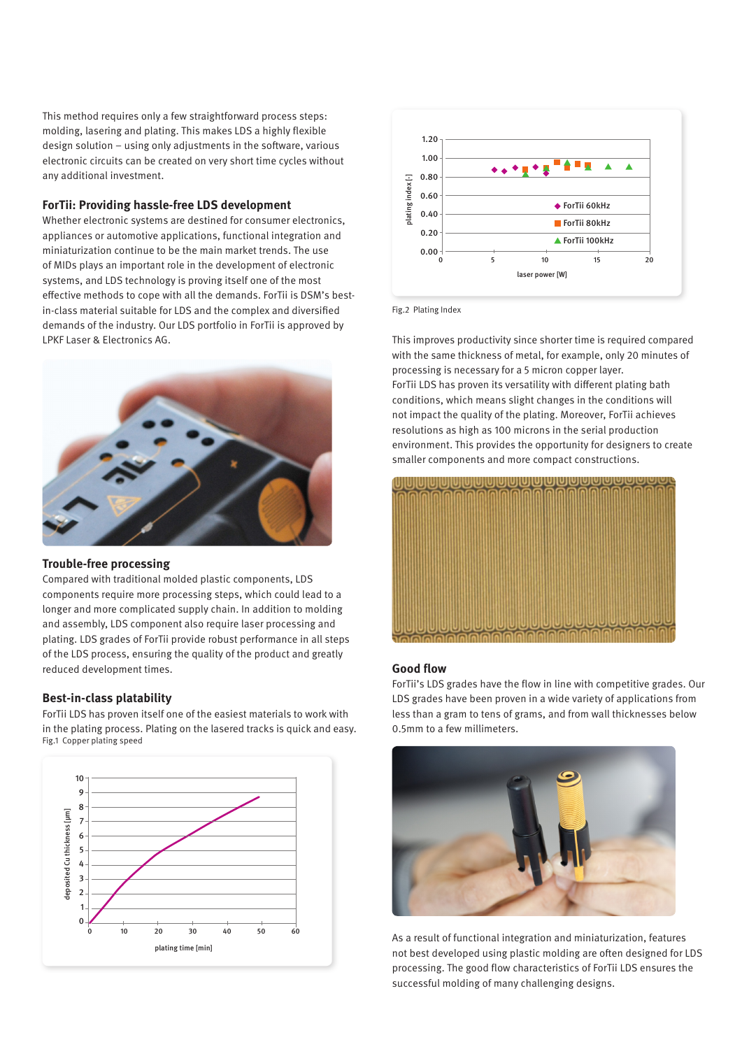This method requires only a few straightforward process steps: molding, lasering and plating. This makes LDS a highly flexible design solution – using only adjustments in the software, various electronic circuits can be created on very short time cycles without any additional investment.

### ForTii: Providing hassle-free LDS development

Whether electronic systems are destined for consumer electronics, appliances or automotive applications, functional integration and miniaturization continue to be the main market trends. The use of MIDs plays an important role in the development of electronic systems, and LDS technology is proving itself one of the most effective methods to cope with all the demands. ForTii is DSM's best-in-class material suitable for LDS and the complex and diversified demands of the industry. Our LDS portfolio in ForTii is approved by LPKF Laser & Electronics AG.

### Trouble-free processing

Compared with traditional molded plastic components, LDS components require more processing steps, which could lead to a longer and more complicated supply chain. In addition to molding and assembly, LDS component also require laser processing and plating. LDS grades of ForTii provide robust performance in all steps of the LDS process, ensuring the quality of the product and greatly reduced development times.

### Best-in-class platability

ForTii LDS has proven itself one of the easiest materials to work with in the plating process. Plating on the lasered tracks is quick and easy.

Fig.1 Copper plating speed

Fig.2 Plating Index

This improves productivity since shorter time is required compared with the same thickness of metal, for example, only 20 minutes of processing is necessary for a 5 micron copper layer.
ForTii LDS has proven its versatility with different plating bath conditions, which means slight changes in the conditions will not impact the quality of the plating. Moreover, ForTii achieves resolutions as high as 100 microns in the serial production environment. This provides the opportunity for designers to create smaller components and more compact constructions.

### Good flow

ForTii's LDS grades have the flow in line with competitive grades. Our LDS grades have been proven in a wide variety of applications from less than a gram to tens of grams, and from wall thicknesses below 0.5mm to a few millimeters.

As a result of functional integration and miniaturization, features not best developed using plastic molding are often designed for LDS processing. The good flow characteristics of ForTii LDS ensures the successful molding of many challenging designs.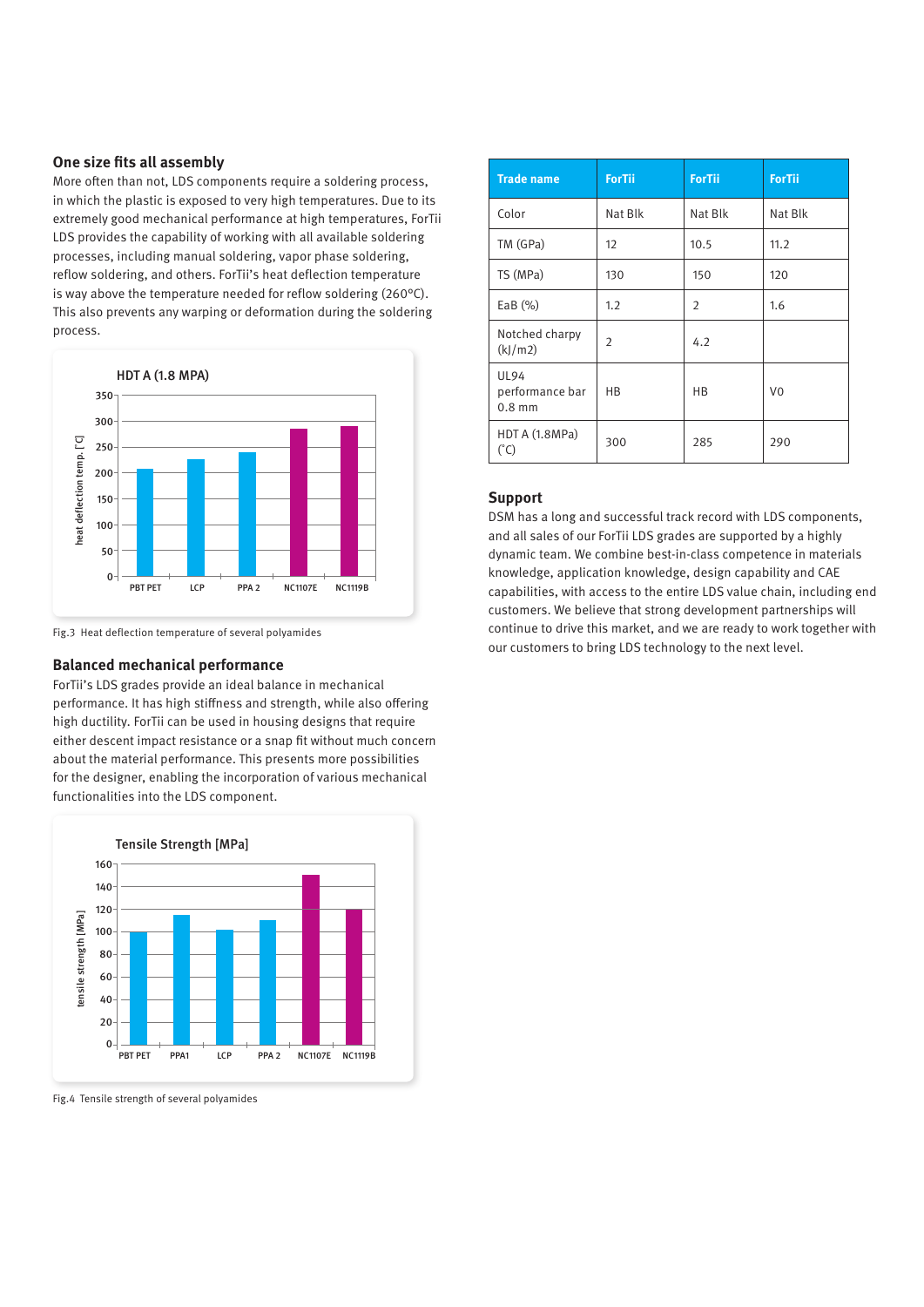## One size fits all assembly

More often than not, LDS components require a soldering process, in which the plastic is exposed to very high temperatures. Due to its extremely good mechanical performance at high temperatures, ForTii LDS provides the capability of working with all available soldering processes, including manual soldering, vapor phase soldering, reflow soldering, and others. ForTii's heat deflection temperature is way above the temperature needed for reflow soldering (260°C). This also prevents any warping or deformation during the soldering process.

Fig.3 Heat deflection temperature of several polyamides

## Balanced mechanical performance

ForTii's LDS grades provide an ideal balance in mechanical performance. It has high stiffness and strength, while also offering high ductility. ForTii can be used in housing designs that require either descent impact resistance or a snap fit without much concern about the material performance. This presents more possibilities for the designer, enabling the incorporation of various mechanical functionalities into the LDS component.

Fig.4 Tensile strength of several polyamides

| Trade name | ForTii | ForTii | ForTii |
|---|---|---|---|
| Color | Nat Blk | Nat Blk | Nat Blk |
| TM (GPa) | 12 | 10.5 | 11.2 |
| TS (MPa) | 130 | 150 | 120 |
| EaB (%) | 1.2 | 2 | 1.6 |
| Notched charpy (kJ/m2) | 2 | 4.2 | |
| UL94 performance bar 0.8 mm | HB | HB | V0 |
| HDT A (1.8MPa) (°C) | 300 | 285 | 290 |

## Support

DSM has a long and successful track record with LDS components, and all sales of our ForTii LDS grades are supported by a highly dynamic team. We combine best-in-class competence in materials knowledge, application knowledge, design capability and CAE capabilities, with access to the entire LDS value chain, including end customers. We believe that strong development partnerships will continue to drive this market, and we are ready to work together with our customers to bring LDS technology to the next level.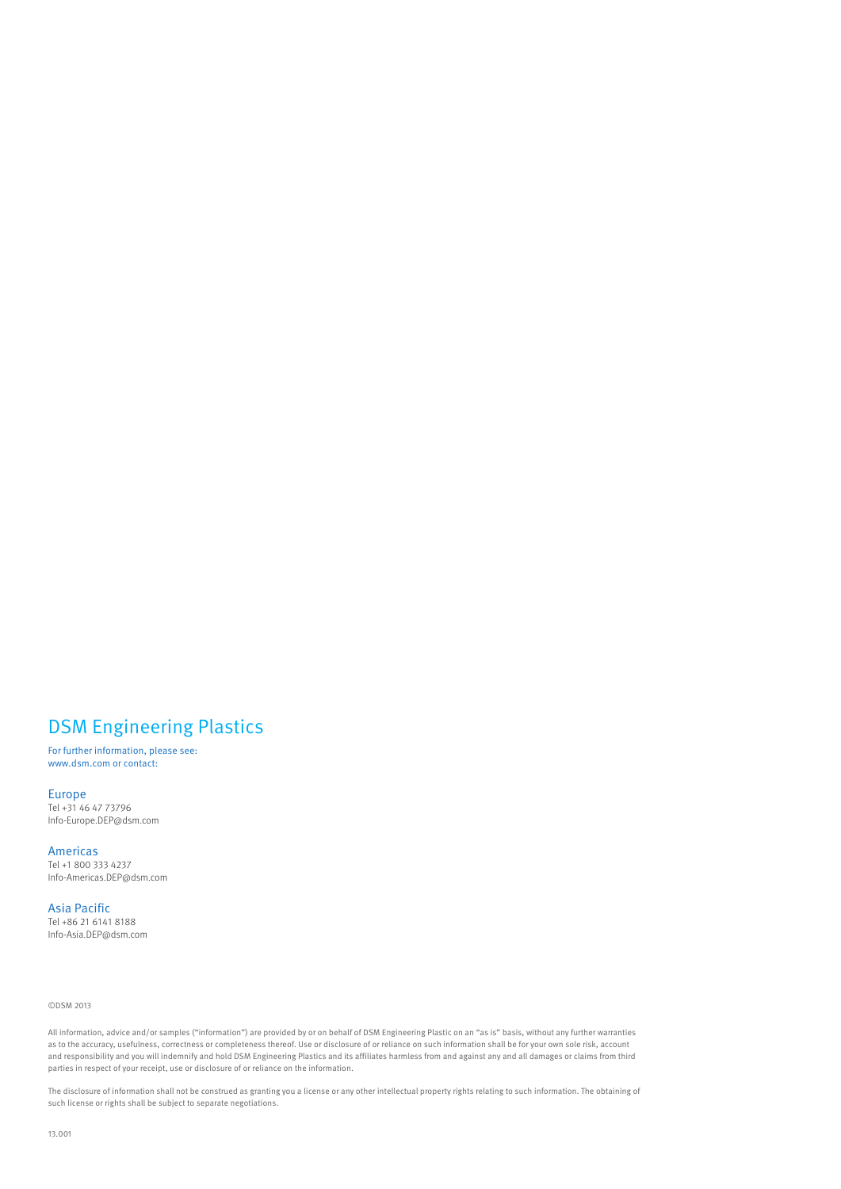# DSM Engineering Plastics

For further information, please see:
www.dsm.com or contact:

## Europe

Tel +31 46 47 73796
Info-Europe.DEP@dsm.com

## Americas

Tel +1 800 333 4237
Info-Americas.DEP@dsm.com

## Asia Pacific

Tel +86 21 6141 8188
Info-Asia.DEP@dsm.com

©DSM 2013

All information, advice and/or samples ("information") are provided by or on behalf of DSM Engineering Plastic on an "as is" basis, without any further warranties as to the accuracy, usefulness, correctness or completeness thereof. Use or disclosure of or reliance on such information shall be for your own sole risk, account and responsibility and you will indemnify and hold DSM Engineering Plastics and its affiliates harmless from and against any and all damages or claims from third parties in respect of your receipt, use or disclosure of or reliance on the information.

The disclosure of information shall not be construed as granting you a license or any other intellectual property rights relating to such information. The obtaining of such license or rights shall be subject to separate negotiations.

13.001